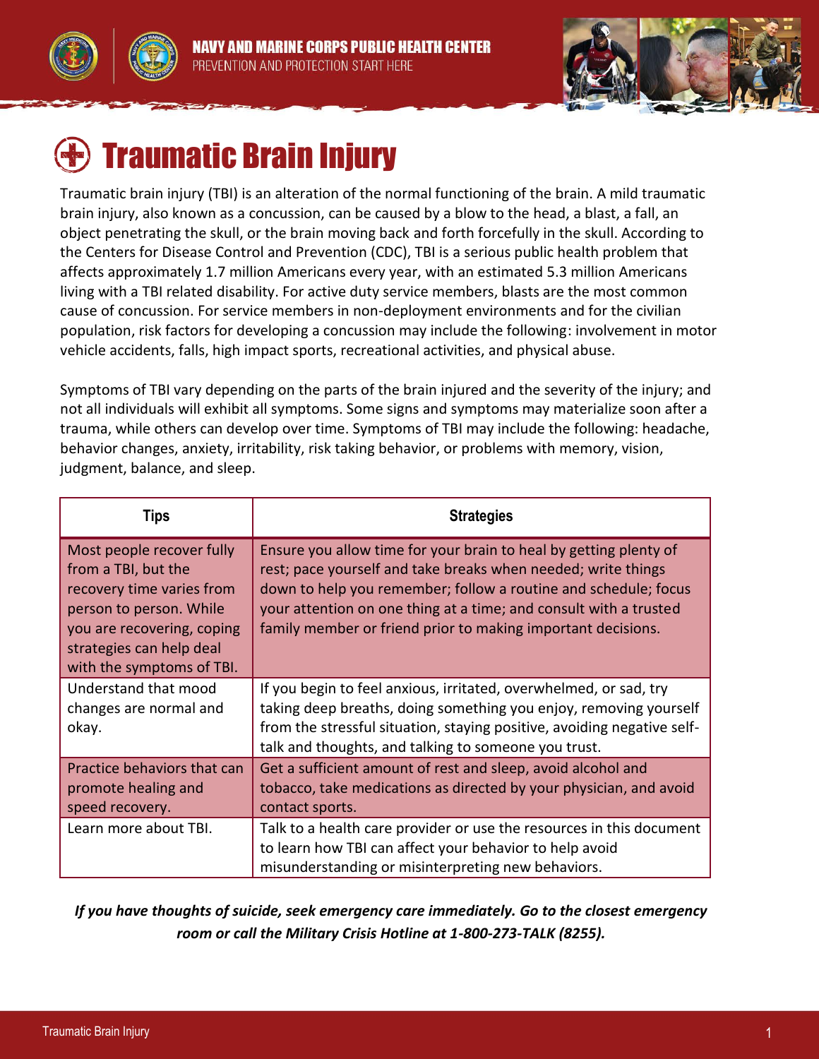NAVY AND MARINE CORPS PUBLIC HEALTH CENTER

PREVENTION AND PROTECTION START HERE

# Traumatic Brain Injury

Traumatic brain injury (TBI) is an alteration of the normal functioning of the brain. A mild traumatic brain injury, also known as a concussion, can be caused by a blow to the head, a blast, a fall, an object penetrating the skull, or the brain moving back and forth forcefully in the skull. According to the Centers for Disease Control and Prevention (CDC), TBI is a serious public health problem that affects approximately 1.7 million Americans every year, with an estimated 5.3 million Americans living with a TBI related disability. For active duty service members, blasts are the most common cause of concussion. For service members in non-deployment environments and for the civilian population, risk factors for developing a concussion may include the following: involvement in motor vehicle accidents, falls, high impact sports, recreational activities, and physical abuse.

Symptoms of TBI vary depending on the parts of the brain injured and the severity of the injury; and not all individuals will exhibit all symptoms. Some signs and symptoms may materialize soon after a trauma, while others can develop over time. Symptoms of TBI may include the following: headache, behavior changes, anxiety, irritability, risk taking behavior, or problems with memory, vision, judgment, balance, and sleep.

| Tips | Strategies |
|---|---|
| Most people recover fully from a TBI, but the recovery time varies from person to person. While you are recovering, coping strategies can help deal with the symptoms of TBI. | Ensure you allow time for your brain to heal by getting plenty of rest; pace yourself and take breaks when needed; write things down to help you remember; follow a routine and schedule; focus your attention on one thing at a time; and consult with a trusted family member or friend prior to making important decisions. |
| Understand that mood changes are normal and okay. | If you begin to feel anxious, irritated, overwhelmed, or sad, try taking deep breaths, doing something you enjoy, removing yourself from the stressful situation, staying positive, avoiding negative self-talk and thoughts, and talking to someone you trust. |
| Practice behaviors that can promote healing and speed recovery. | Get a sufficient amount of rest and sleep, avoid alcohol and tobacco, take medications as directed by your physician, and avoid contact sports. |
| Learn more about TBI. | Talk to a health care provider or use the resources in this document to learn how TBI can affect your behavior to help avoid misunderstanding or misinterpreting new behaviors. |

***If you have thoughts of suicide, seek emergency care immediately. Go to the closest emergency room or call the Military Crisis Hotline at 1-800-273-TALK (8255).***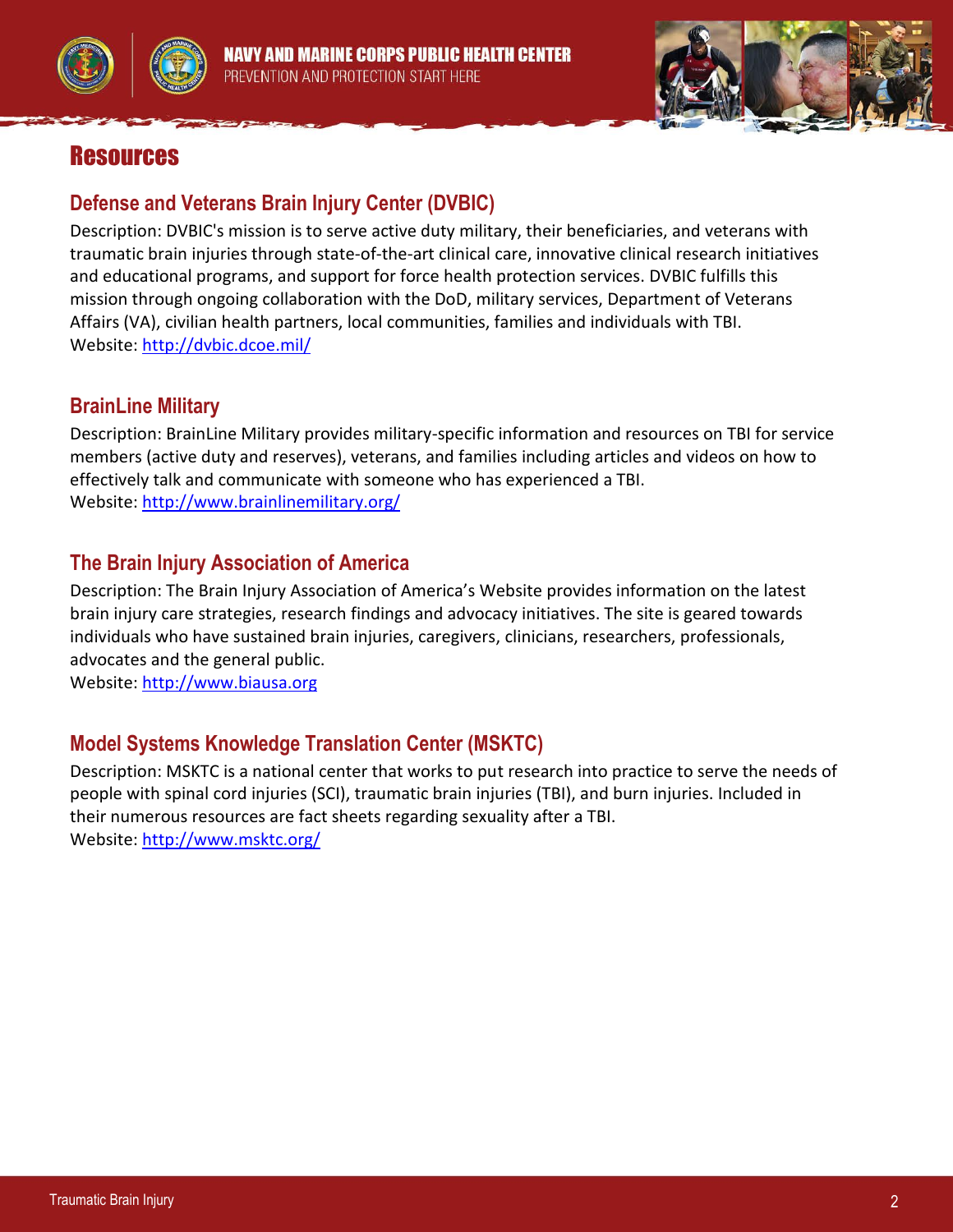# Resources

## Defense and Veterans Brain Injury Center (DVBIC)

Description: DVBIC's mission is to serve active duty military, their beneficiaries, and veterans with traumatic brain injuries through state-of-the-art clinical care, innovative clinical research initiatives and educational programs, and support for force health protection services. DVBIC fulfills this mission through ongoing collaboration with the DoD, military services, Department of Veterans Affairs (VA), civilian health partners, local communities, families and individuals with TBI.
Website: http://dvbic.dcoe.mil/

## BrainLine Military

Description: BrainLine Military provides military-specific information and resources on TBI for service members (active duty and reserves), veterans, and families including articles and videos on how to effectively talk and communicate with someone who has experienced a TBI.
Website: http://www.brainlinemilitary.org/

## The Brain Injury Association of America

Description: The Brain Injury Association of America's Website provides information on the latest brain injury care strategies, research findings and advocacy initiatives. The site is geared towards individuals who have sustained brain injuries, caregivers, clinicians, researchers, professionals, advocates and the general public.
Website: http://www.biausa.org

## Model Systems Knowledge Translation Center (MSKTC)

Description: MSKTC is a national center that works to put research into practice to serve the needs of people with spinal cord injuries (SCI), traumatic brain injuries (TBI), and burn injuries. Included in their numerous resources are fact sheets regarding sexuality after a TBI.
Website: http://www.msktc.org/